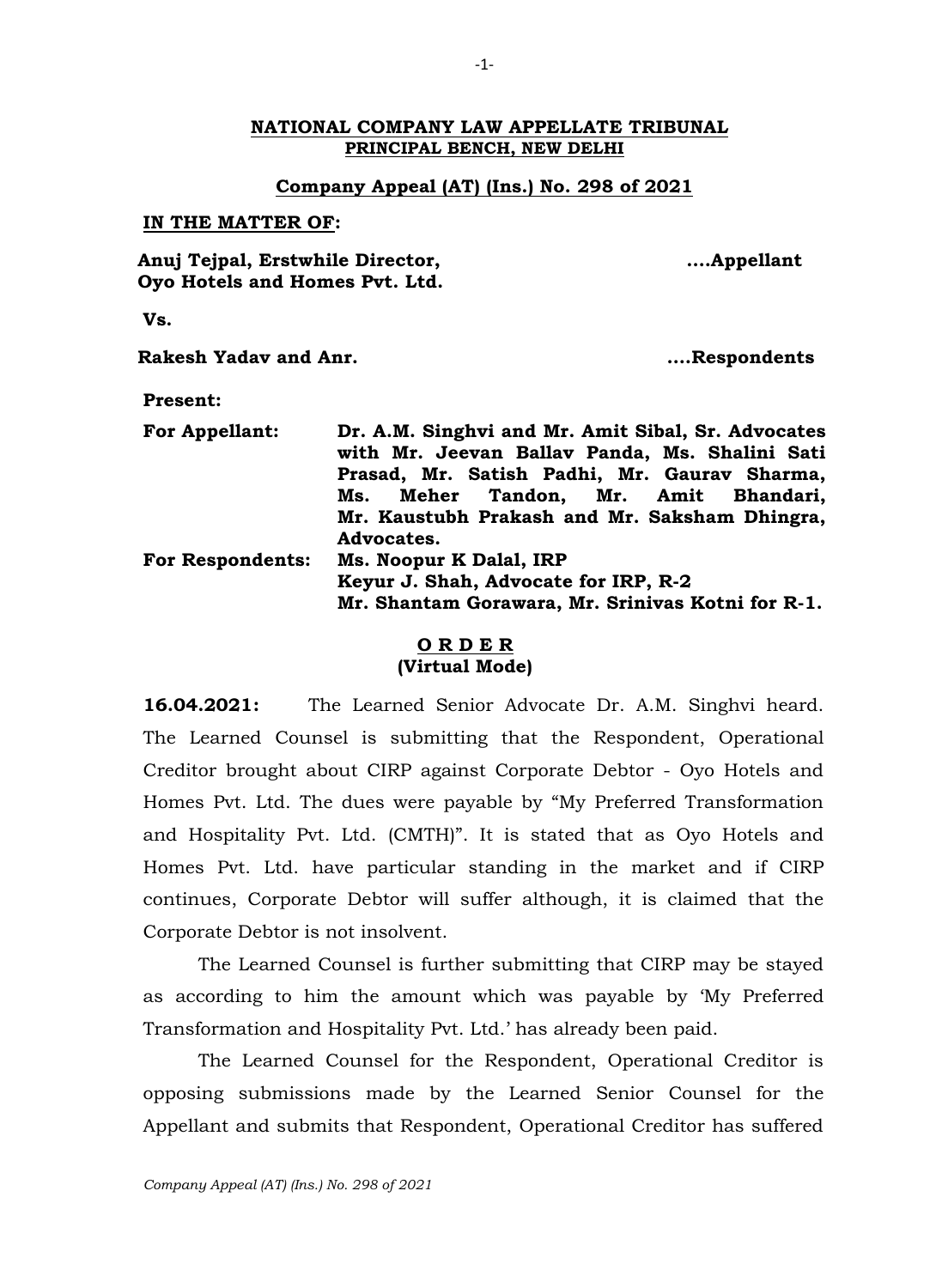**NATIONAL COMPANY LAW APPELLATE TRIBUNAL**
**PRINCIPAL BENCH, NEW DELHI**

**Company Appeal (AT) (Ins.) No. 298 of 2021**

**IN THE MATTER OF:**

**Anuj Tejpal, Erstwhile Director, Oyo Hotels and Homes Pvt. Ltd.** ....**Appellant**

**Vs.**

**Rakesh Yadav and Anr.** ....**Respondents**

**Present:**

| | |
|---|---|
| **For Appellant:** | **Dr. A.M. Singhvi and Mr. Amit Sibal, Sr. Advocates with Mr. Jeevan Ballav Panda, Ms. Shalini Sati Prasad, Mr. Satish Padhi, Mr. Gaurav Sharma, Ms. Meher Tandon, Mr. Amit Bhandari, Mr. Kaustubh Prakash and Mr. Saksham Dhingra, Advocates.** |
| **For Respondents:** | **Ms. Noopur K Dalal, IRP**<br>**Keyur J. Shah, Advocate for IRP, R-2**<br>**Mr. Shantam Gorawara, Mr. Srinivas Kotni for R-1.** |

**O R D E R**
**(Virtual Mode)**

**16.04.2021:** The Learned Senior Advocate Dr. A.M. Singhvi heard. The Learned Counsel is submitting that the Respondent, Operational Creditor brought about CIRP against Corporate Debtor - Oyo Hotels and Homes Pvt. Ltd. The dues were payable by "My Preferred Transformation and Hospitality Pvt. Ltd. (CMTH)". It is stated that as Oyo Hotels and Homes Pvt. Ltd. have particular standing in the market and if CIRP continues, Corporate Debtor will suffer although, it is claimed that the Corporate Debtor is not insolvent.

The Learned Counsel is further submitting that CIRP may be stayed as according to him the amount which was payable by 'My Preferred Transformation and Hospitality Pvt. Ltd.' has already been paid.

The Learned Counsel for the Respondent, Operational Creditor is opposing submissions made by the Learned Senior Counsel for the Appellant and submits that Respondent, Operational Creditor has suffered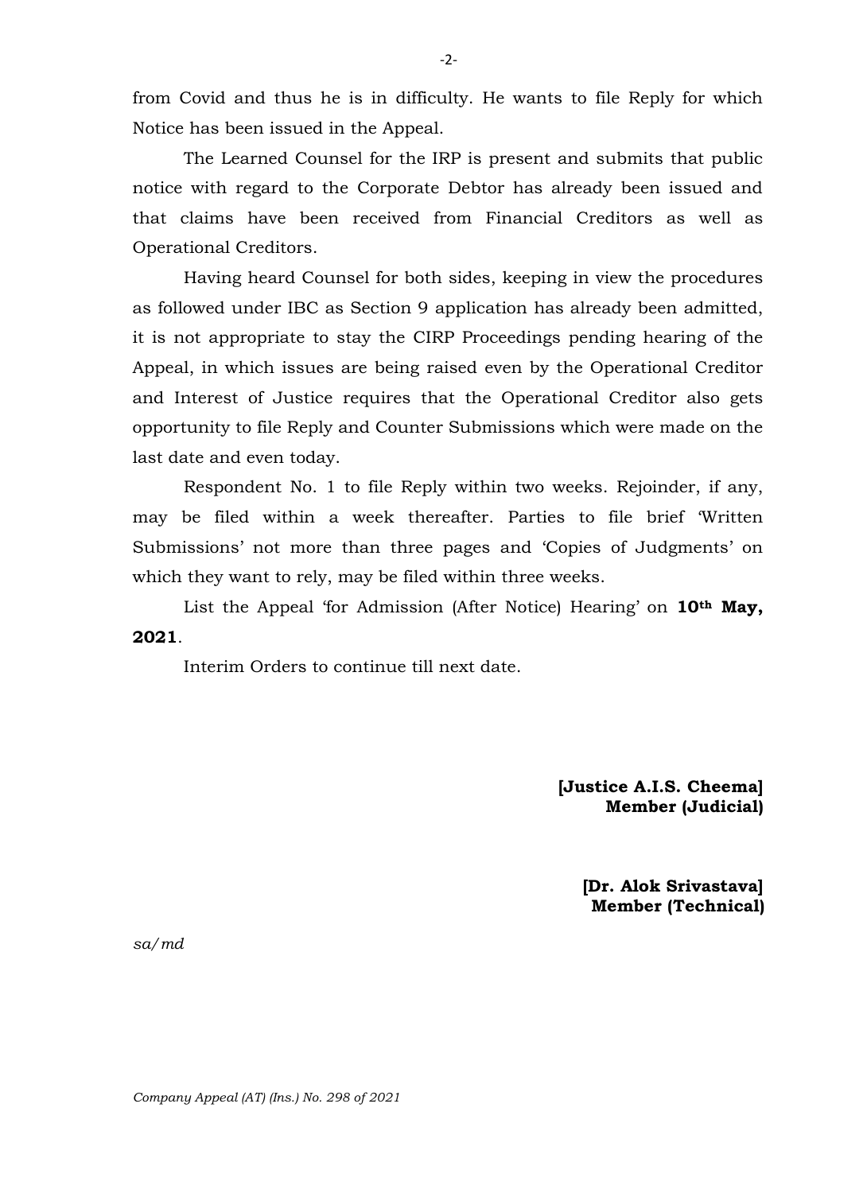from Covid and thus he is in difficulty. He wants to file Reply for which Notice has been issued in the Appeal.

The Learned Counsel for the IRP is present and submits that public notice with regard to the Corporate Debtor has already been issued and that claims have been received from Financial Creditors as well as Operational Creditors.

Having heard Counsel for both sides, keeping in view the procedures as followed under IBC as Section 9 application has already been admitted, it is not appropriate to stay the CIRP Proceedings pending hearing of the Appeal, in which issues are being raised even by the Operational Creditor and Interest of Justice requires that the Operational Creditor also gets opportunity to file Reply and Counter Submissions which were made on the last date and even today.

Respondent No. 1 to file Reply within two weeks. Rejoinder, if any, may be filed within a week thereafter. Parties to file brief 'Written Submissions' not more than three pages and 'Copies of Judgments' on which they want to rely, may be filed within three weeks.

List the Appeal 'for Admission (After Notice) Hearing' on **10th May, 2021**.

Interim Orders to continue till next date.

**[Justice A.I.S. Cheema]**
**Member (Judicial)**

**[Dr. Alok Srivastava]**
**Member (Technical)**

*sa/md*

*Company Appeal (AT) (Ins.) No. 298 of 2021*